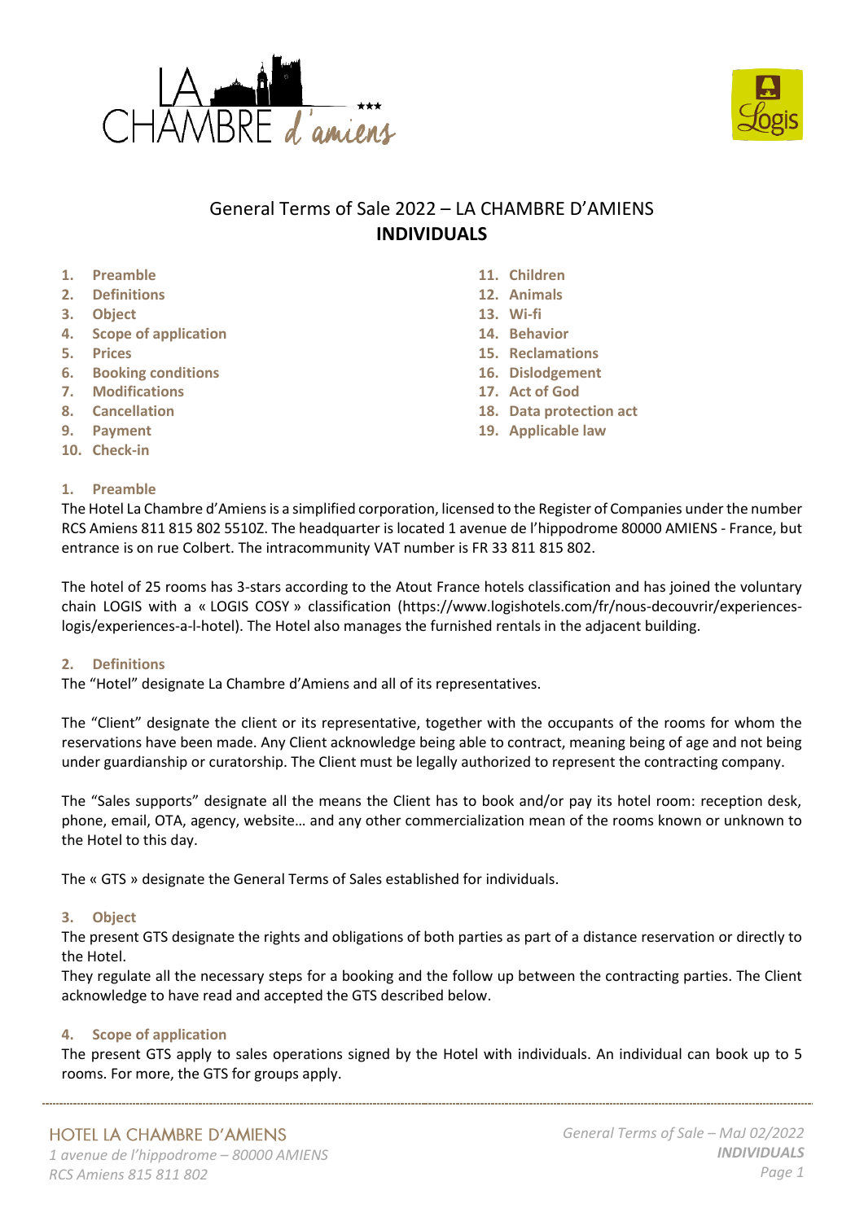# General Terms of Sale 2022 – LA CHAMBRE D'AMIENS
## INDIVIDUALS

1. **Preamble**
2. **Definitions**
3. **Object**
4. **Scope of application**
5. **Prices**
6. **Booking conditions**
7. **Modifications**
8. **Cancellation**
9. **Payment**
10. **Check-in**
11. **Children**
12. **Animals**
13. **Wi-fi**
14. **Behavior**
15. **Reclamations**
16. **Dislodgement**
17. **Act of God**
18. **Data protection act**
19. **Applicable law**

### 1. Preamble

The Hotel La Chambre d'Amiens is a simplified corporation, licensed to the Register of Companies under the number RCS Amiens 811 815 802 5510Z. The headquarter is located 1 avenue de l'hippodrome 80000 AMIENS - France, but entrance is on rue Colbert. The intracommunity VAT number is FR 33 811 815 802.

The hotel of 25 rooms has 3-stars according to the Atout France hotels classification and has joined the voluntary chain LOGIS with a « LOGIS COSY » classification (https://www.logishotels.com/fr/nous-decouvrir/experiences-logis/experiences-a-l-hotel). The Hotel also manages the furnished rentals in the adjacent building.

### 2. Definitions

The "Hotel" designate La Chambre d'Amiens and all of its representatives.

The "Client" designate the client or its representative, together with the occupants of the rooms for whom the reservations have been made. Any Client acknowledge being able to contract, meaning being of age and not being under guardianship or curatorship. The Client must be legally authorized to represent the contracting company.

The "Sales supports" designate all the means the Client has to book and/or pay its hotel room: reception desk, phone, email, OTA, agency, website… and any other commercialization mean of the rooms known or unknown to the Hotel to this day.

The « GTS » designate the General Terms of Sales established for individuals.

### 3. Object

The present GTS designate the rights and obligations of both parties as part of a distance reservation or directly to the Hotel.
They regulate all the necessary steps for a booking and the follow up between the contracting parties. The Client acknowledge to have read and accepted the GTS described below.

### 4. Scope of application

The present GTS apply to sales operations signed by the Hotel with individuals. An individual can book up to 5 rooms. For more, the GTS for groups apply.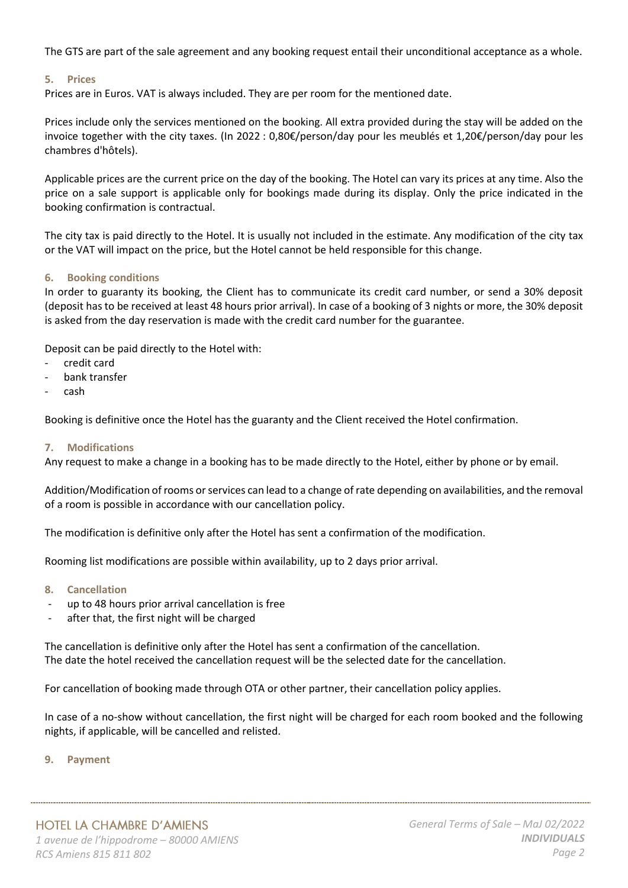The GTS are part of the sale agreement and any booking request entail their unconditional acceptance as a whole.

## 5. Prices

Prices are in Euros. VAT is always included. They are per room for the mentioned date.

Prices include only the services mentioned on the booking. All extra provided during the stay will be added on the invoice together with the city taxes. (In 2022 : 0,80€/person/day pour les meublés et 1,20€/person/day pour les chambres d'hôtels).

Applicable prices are the current price on the day of the booking. The Hotel can vary its prices at any time. Also the price on a sale support is applicable only for bookings made during its display. Only the price indicated in the booking confirmation is contractual.

The city tax is paid directly to the Hotel. It is usually not included in the estimate. Any modification of the city tax or the VAT will impact on the price, but the Hotel cannot be held responsible for this change.

## 6. Booking conditions

In order to guaranty its booking, the Client has to communicate its credit card number, or send a 30% deposit (deposit has to be received at least 48 hours prior arrival). In case of a booking of 3 nights or more, the 30% deposit is asked from the day reservation is made with the credit card number for the guarantee.

Deposit can be paid directly to the Hotel with:

- credit card
- bank transfer
- cash

Booking is definitive once the Hotel has the guaranty and the Client received the Hotel confirmation.

## 7. Modifications

Any request to make a change in a booking has to be made directly to the Hotel, either by phone or by email.

Addition/Modification of rooms or services can lead to a change of rate depending on availabilities, and the removal of a room is possible in accordance with our cancellation policy.

The modification is definitive only after the Hotel has sent a confirmation of the modification.

Rooming list modifications are possible within availability, up to 2 days prior arrival.

## 8. Cancellation

- up to 48 hours prior arrival cancellation is free
- after that, the first night will be charged

The cancellation is definitive only after the Hotel has sent a confirmation of the cancellation.
The date the hotel received the cancellation request will be the selected date for the cancellation.

For cancellation of booking made through OTA or other partner, their cancellation policy applies.

In case of a no-show without cancellation, the first night will be charged for each room booked and the following nights, if applicable, will be cancelled and relisted.

## 9. Payment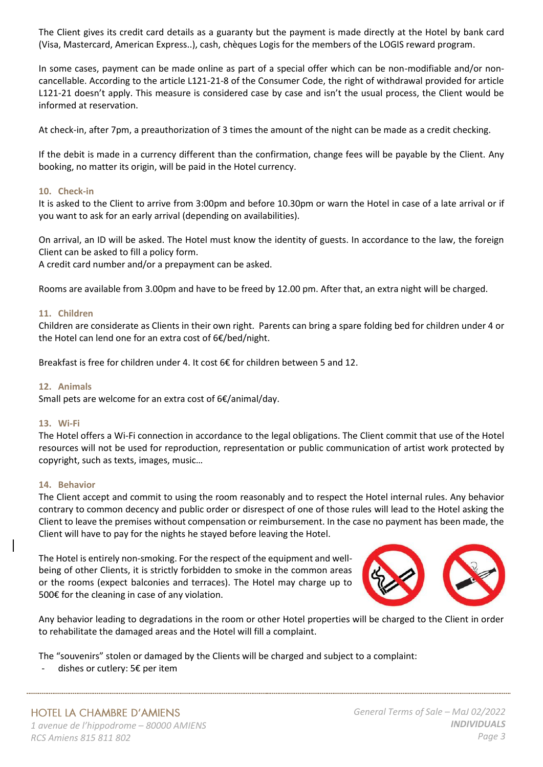The Client gives its credit card details as a guaranty but the payment is made directly at the Hotel by bank card (Visa, Mastercard, American Express..), cash, chèques Logis for the members of the LOGIS reward program.

In some cases, payment can be made online as part of a special offer which can be non-modifiable and/or non-cancellable. According to the article L121-21-8 of the Consumer Code, the right of withdrawal provided for article L121-21 doesn't apply. This measure is considered case by case and isn't the usual process, the Client would be informed at reservation.

At check-in, after 7pm, a preauthorization of 3 times the amount of the night can be made as a credit checking.

If the debit is made in a currency different than the confirmation, change fees will be payable by the Client. Any booking, no matter its origin, will be paid in the Hotel currency.

## 10. Check-in

It is asked to the Client to arrive from 3:00pm and before 10.30pm or warn the Hotel in case of a late arrival or if you want to ask for an early arrival (depending on availabilities).

On arrival, an ID will be asked. The Hotel must know the identity of guests. In accordance to the law, the foreign Client can be asked to fill a policy form.
A credit card number and/or a prepayment can be asked.

Rooms are available from 3.00pm and have to be freed by 12.00 pm. After that, an extra night will be charged.

## 11. Children

Children are considerate as Clients in their own right. Parents can bring a spare folding bed for children under 4 or the Hotel can lend one for an extra cost of 6€/bed/night.

Breakfast is free for children under 4. It cost 6€ for children between 5 and 12.

## 12. Animals

Small pets are welcome for an extra cost of 6€/animal/day.

## 13. Wi-Fi

The Hotel offers a Wi-Fi connection in accordance to the legal obligations. The Client commit that use of the Hotel resources will not be used for reproduction, representation or public communication of artist work protected by copyright, such as texts, images, music…

## 14. Behavior

The Client accept and commit to using the room reasonably and to respect the Hotel internal rules. Any behavior contrary to common decency and public order or disrespect of one of those rules will lead to the Hotel asking the Client to leave the premises without compensation or reimbursement. In the case no payment has been made, the Client will have to pay for the nights he stayed before leaving the Hotel.

The Hotel is entirely non-smoking. For the respect of the equipment and well-being of other Clients, it is strictly forbidden to smoke in the common areas or the rooms (expect balconies and terraces). The Hotel may charge up to 500€ for the cleaning in case of any violation.

Any behavior leading to degradations in the room or other Hotel properties will be charged to the Client in order to rehabilitate the damaged areas and the Hotel will fill a complaint.

The "souvenirs" stolen or damaged by the Clients will be charged and subject to a complaint:

- dishes or cutlery: 5€ per item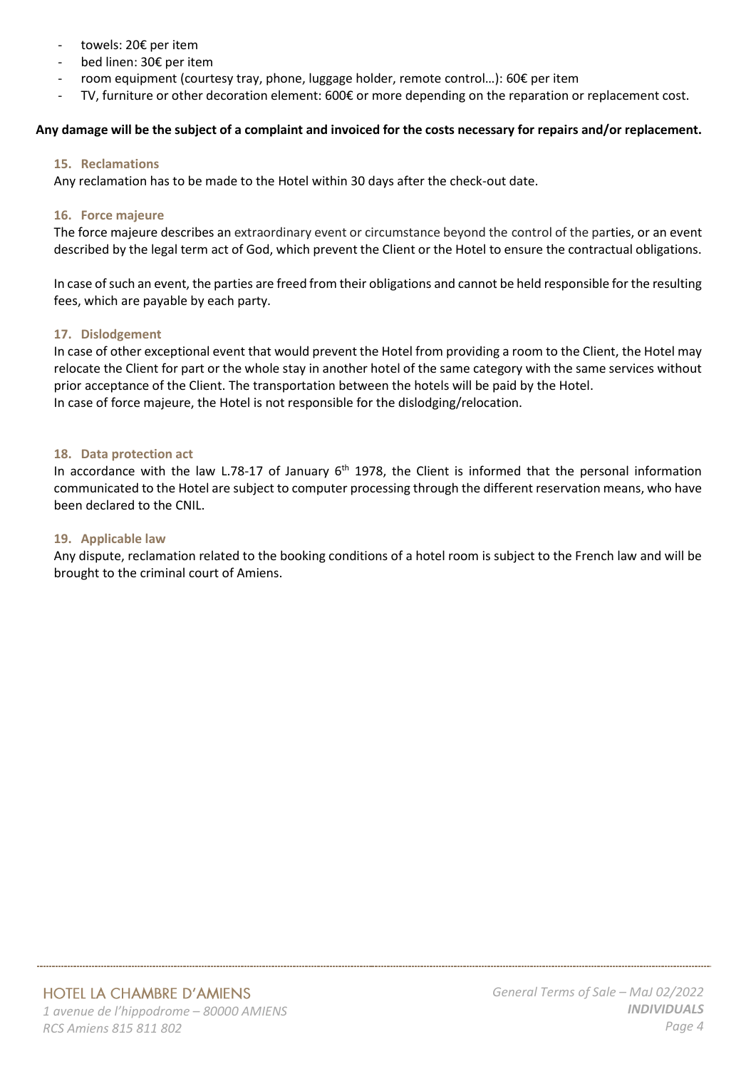- towels: 20€ per item
- bed linen: 30€ per item
- room equipment (courtesy tray, phone, luggage holder, remote control…): 60€ per item
- TV, furniture or other decoration element: 600€ or more depending on the reparation or replacement cost.

**Any damage will be the subject of a complaint and invoiced for the costs necessary for repairs and/or replacement.**

### 15. Reclamations

Any reclamation has to be made to the Hotel within 30 days after the check-out date.

### 16. Force majeure

The force majeure describes an extraordinary event or circumstance beyond the control of the parties, or an event described by the legal term act of God, which prevent the Client or the Hotel to ensure the contractual obligations.

In case of such an event, the parties are freed from their obligations and cannot be held responsible for the resulting fees, which are payable by each party.

### 17. Dislodgement

In case of other exceptional event that would prevent the Hotel from providing a room to the Client, the Hotel may relocate the Client for part or the whole stay in another hotel of the same category with the same services without prior acceptance of the Client. The transportation between the hotels will be paid by the Hotel.
In case of force majeure, the Hotel is not responsible for the dislodging/relocation.

### 18. Data protection act

In accordance with the law L.78-17 of January 6th 1978, the Client is informed that the personal information communicated to the Hotel are subject to computer processing through the different reservation means, who have been declared to the CNIL.

### 19. Applicable law

Any dispute, reclamation related to the booking conditions of a hotel room is subject to the French law and will be brought to the criminal court of Amiens.